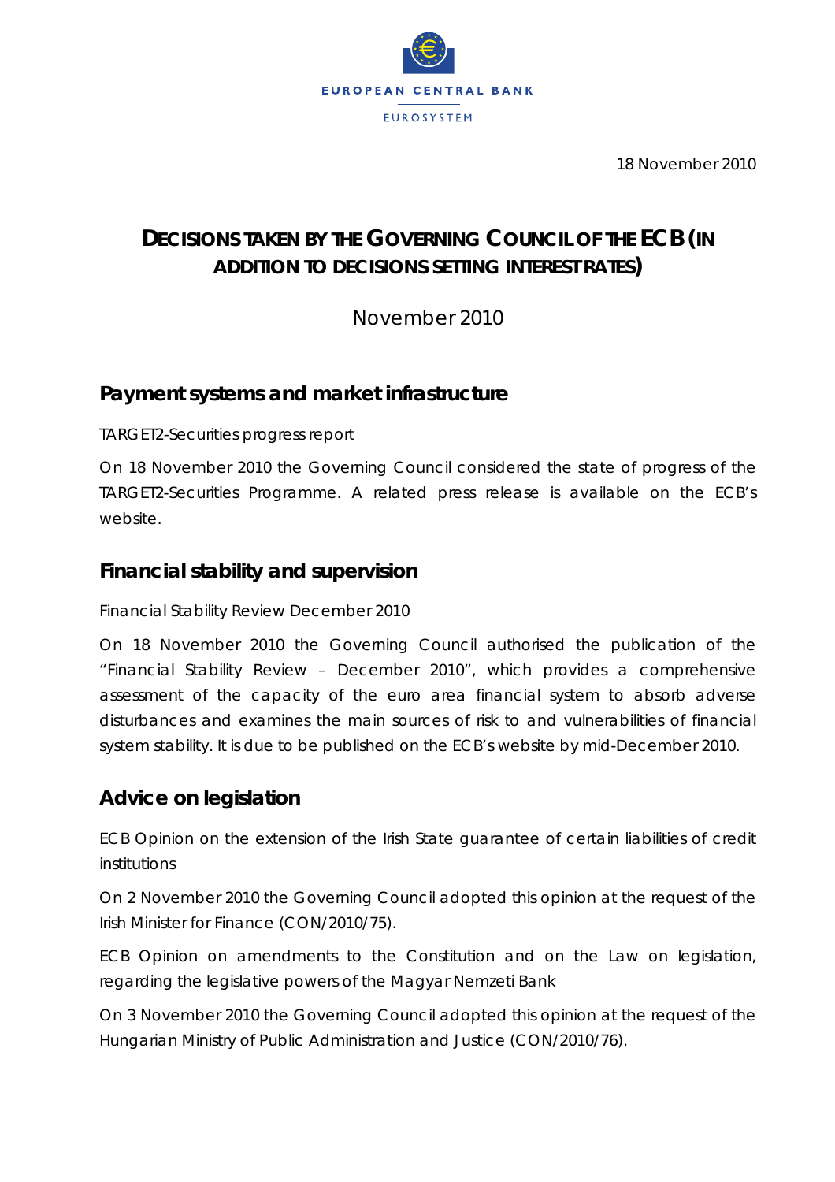EUROPEAN CENTRAL BANK

EUROSYSTEM

18 November 2010

# DECISIONS TAKEN BY THE GOVERNING COUNCIL OF THE ECB (IN ADDITION TO DECISIONS SETTING INTEREST RATES)

November 2010

## Payment systems and market infrastructure

*TARGET2-Securities progress report*

On 18 November 2010 the Governing Council considered the state of progress of the TARGET2-Securities Programme. A related press release is available on the ECB's website.

## Financial stability and supervision

*Financial Stability Review December 2010*

On 18 November 2010 the Governing Council authorised the publication of the "Financial Stability Review – December 2010", which provides a comprehensive assessment of the capacity of the euro area financial system to absorb adverse disturbances and examines the main sources of risk to and vulnerabilities of financial system stability. It is due to be published on the ECB's website by mid-December 2010.

## Advice on legislation

*ECB Opinion on the extension of the Irish State guarantee of certain liabilities of credit institutions*

On 2 November 2010 the Governing Council adopted this opinion at the request of the Irish Minister for Finance (CON/2010/75).

*ECB Opinion on amendments to the Constitution and on the Law on legislation, regarding the legislative powers of the Magyar Nemzeti Bank*

On 3 November 2010 the Governing Council adopted this opinion at the request of the Hungarian Ministry of Public Administration and Justice (CON/2010/76).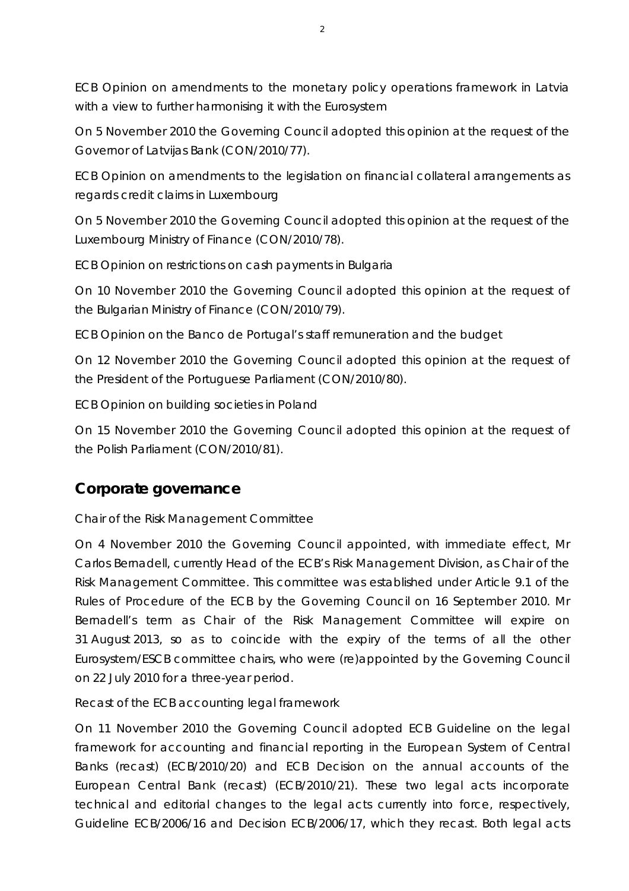*ECB Opinion on amendments to the monetary policy operations framework in Latvia with a view to further harmonising it with the Eurosystem*

On 5 November 2010 the Governing Council adopted this opinion at the request of the Governor of Latvijas Bank (CON/2010/77).

*ECB Opinion on amendments to the legislation on financial collateral arrangements as regards credit claims in Luxembourg*

On 5 November 2010 the Governing Council adopted this opinion at the request of the Luxembourg Ministry of Finance (CON/2010/78).

*ECB Opinion on restrictions on cash payments in Bulgaria*

On 10 November 2010 the Governing Council adopted this opinion at the request of the Bulgarian Ministry of Finance (CON/2010/79).

*ECB Opinion on the Banco de Portugal's staff remuneration and the budget*

On 12 November 2010 the Governing Council adopted this opinion at the request of the President of the Portuguese Parliament (CON/2010/80).

*ECB Opinion on building societies in Poland*

On 15 November 2010 the Governing Council adopted this opinion at the request of the Polish Parliament (CON/2010/81).

## Corporate governance

*Chair of the Risk Management Committee*

On 4 November 2010 the Governing Council appointed, with immediate effect, Mr Carlos Bernadell, currently Head of the ECB's Risk Management Division, as Chair of the Risk Management Committee. This committee was established under Article 9.1 of the Rules of Procedure of the ECB by the Governing Council on 16 September 2010. Mr Bernadell's term as Chair of the Risk Management Committee will expire on 31 August 2013, so as to coincide with the expiry of the terms of all the other Eurosystem/ESCB committee chairs, who were (re)appointed by the Governing Council on 22 July 2010 for a three-year period.

*Recast of the ECB accounting legal framework*

On 11 November 2010 the Governing Council adopted ECB Guideline on the legal framework for accounting and financial reporting in the European System of Central Banks (recast) (ECB/2010/20) and ECB Decision on the annual accounts of the European Central Bank (recast) (ECB/2010/21). These two legal acts incorporate technical and editorial changes to the legal acts currently into force, respectively, Guideline ECB/2006/16 and Decision ECB/2006/17, which they recast. Both legal acts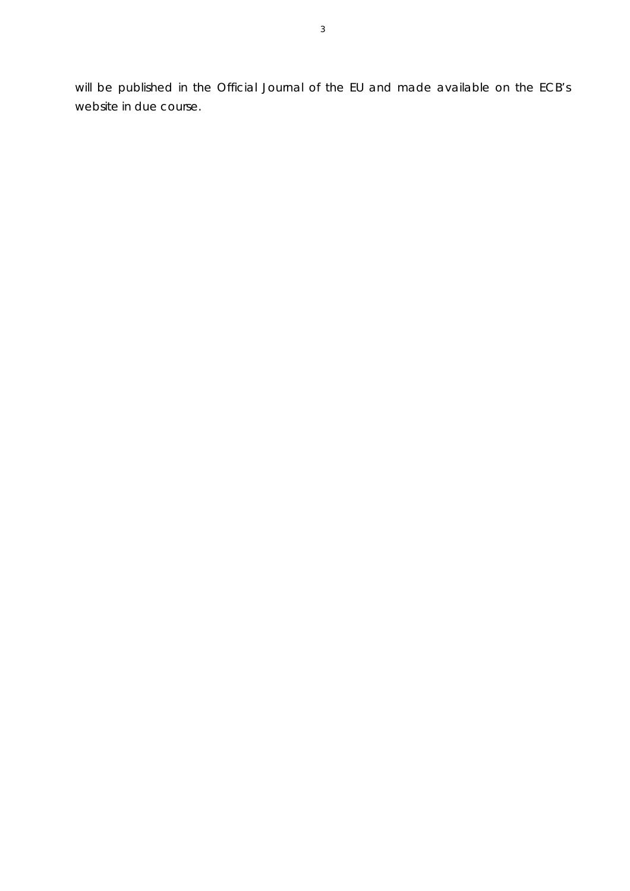will be published in the Official Journal of the EU and made available on the ECB's website in due course.